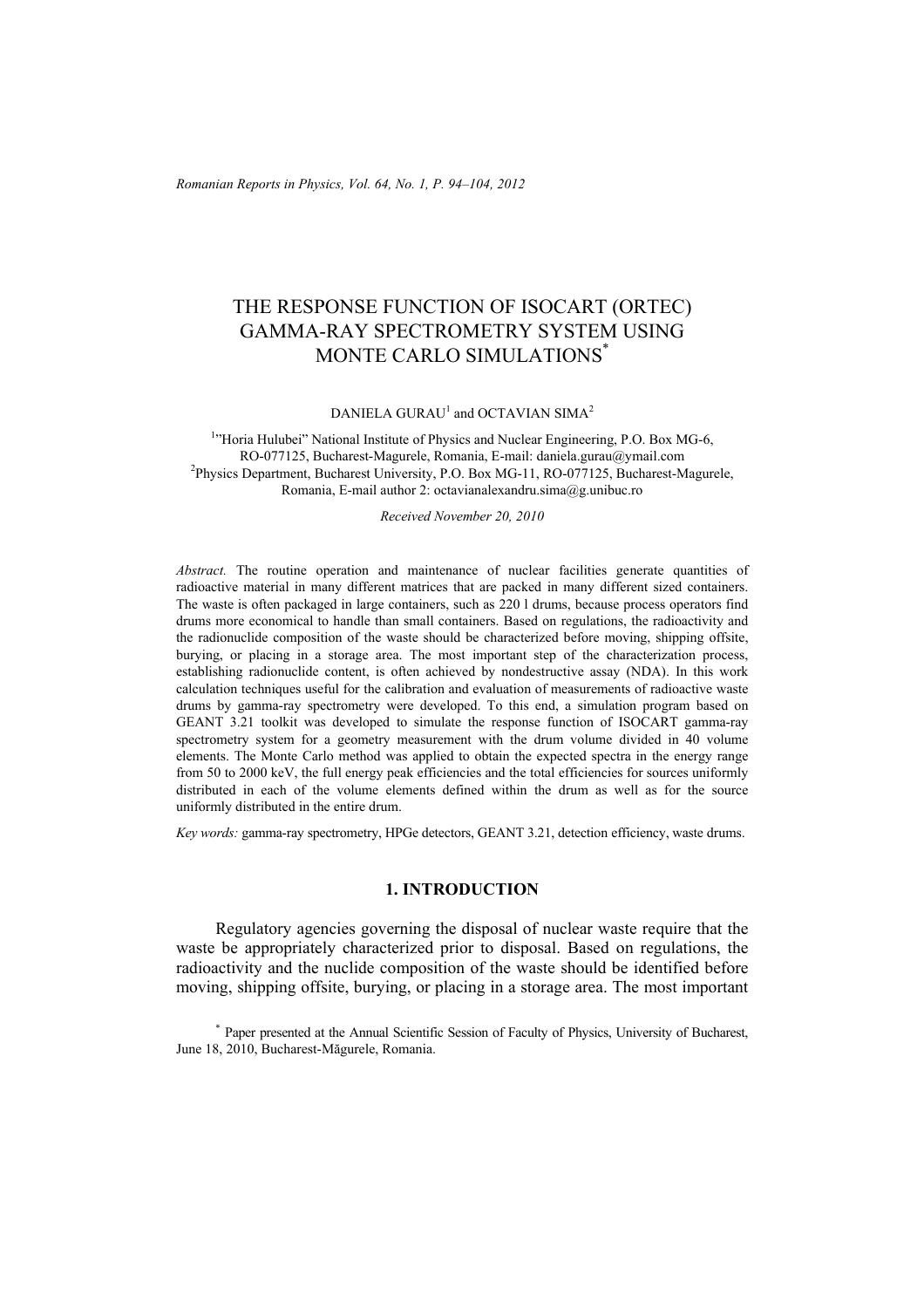# THE RESPONSE FUNCTION OF ISOCART (ORTEC) GAMMA-RAY SPECTROMETRY SYSTEM USING MONTE CARLO SIMULATIONS[*]

DANIELA GURAU[1] and OCTAVIAN SIMA[2]

[1]"Horia Hulubei" National Institute of Physics and Nuclear Engineering, P.O. Box MG-6, RO-077125, Bucharest-Magurele, Romania, E-mail: daniela.gurau@ymail.com
[2]Physics Department, Bucharest University, P.O. Box MG-11, RO-077125, Bucharest-Magurele, Romania, E-mail author 2: octavianalexandru.sima@g.unibuc.ro

*Received November 20, 2010*

*Abstract.* The routine operation and maintenance of nuclear facilities generate quantities of radioactive material in many different matrices that are packed in many different sized containers. The waste is often packaged in large containers, such as 220 l drums, because process operators find drums more economical to handle than small containers. Based on regulations, the radioactivity and the radionuclide composition of the waste should be characterized before moving, shipping offsite, burying, or placing in a storage area. The most important step of the characterization process, establishing radionuclide content, is often achieved by nondestructive assay (NDA). In this work calculation techniques useful for the calibration and evaluation of measurements of radioactive waste drums by gamma-ray spectrometry were developed. To this end, a simulation program based on GEANT 3.21 toolkit was developed to simulate the response function of ISOCART gamma-ray spectrometry system for a geometry measurement with the drum volume divided in 40 volume elements. The Monte Carlo method was applied to obtain the expected spectra in the energy range from 50 to 2000 keV, the full energy peak efficiencies and the total efficiencies for sources uniformly distributed in each of the volume elements defined within the drum as well as for the source uniformly distributed in the entire drum.

*Key words:* gamma-ray spectrometry, HPGe detectors, GEANT 3.21, detection efficiency, waste drums.

## 1. INTRODUCTION

Regulatory agencies governing the disposal of nuclear waste require that the waste be appropriately characterized prior to disposal. Based on regulations, the radioactivity and the nuclide composition of the waste should be identified before moving, shipping offsite, burying, or placing in a storage area. The most important

[*] Paper presented at the Annual Scientific Session of Faculty of Physics, University of Bucharest, June 18, 2010, Bucharest-Măgurele, Romania.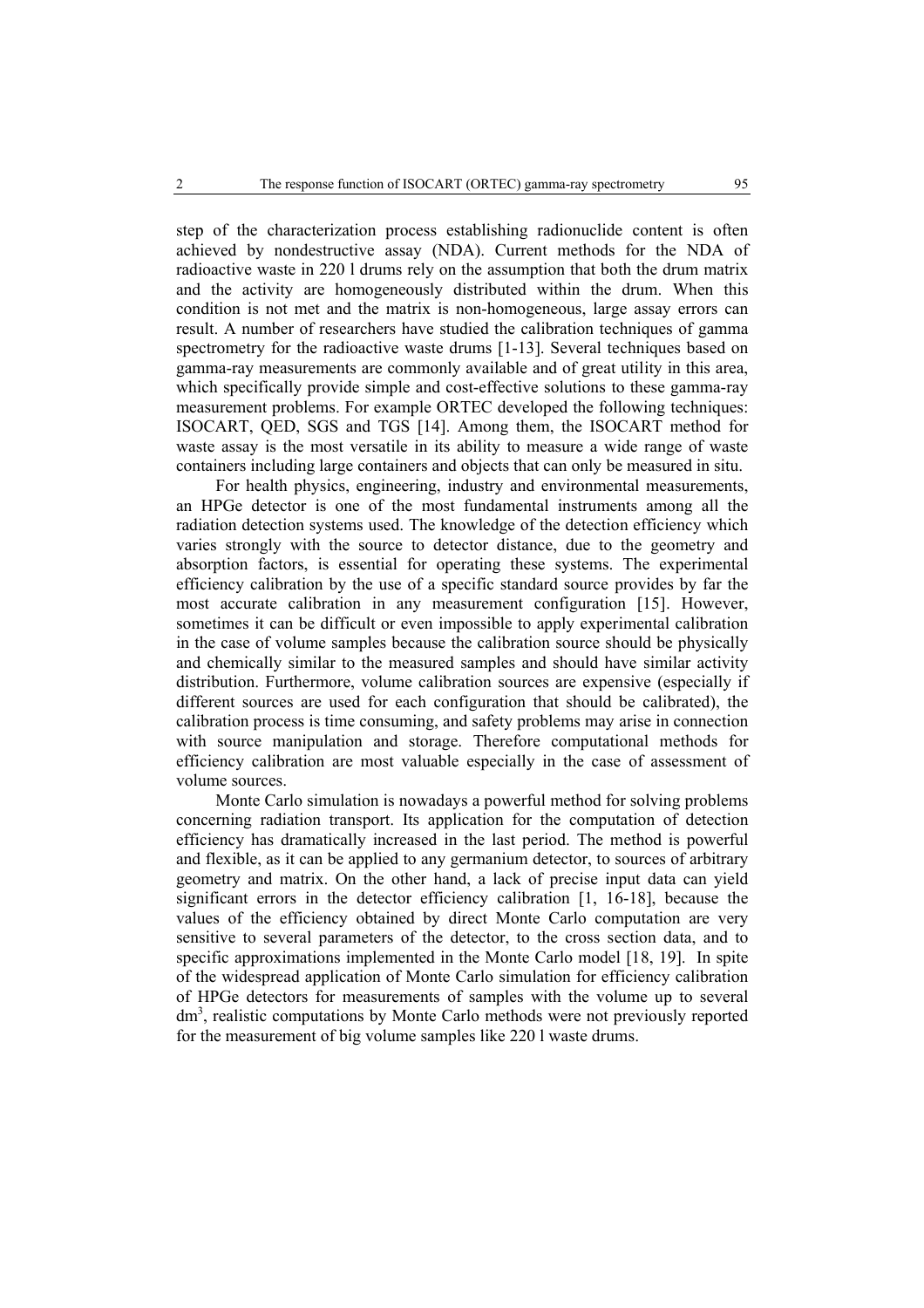step of the characterization process establishing radionuclide content is often achieved by nondestructive assay (NDA). Current methods for the NDA of radioactive waste in 220 l drums rely on the assumption that both the drum matrix and the activity are homogeneously distributed within the drum. When this condition is not met and the matrix is non-homogeneous, large assay errors can result. A number of researchers have studied the calibration techniques of gamma spectrometry for the radioactive waste drums [1-13]. Several techniques based on gamma-ray measurements are commonly available and of great utility in this area, which specifically provide simple and cost-effective solutions to these gamma-ray measurement problems. For example ORTEC developed the following techniques: ISOCART, QED, SGS and TGS [14]. Among them, the ISOCART method for waste assay is the most versatile in its ability to measure a wide range of waste containers including large containers and objects that can only be measured in situ.

For health physics, engineering, industry and environmental measurements, an HPGe detector is one of the most fundamental instruments among all the radiation detection systems used. The knowledge of the detection efficiency which varies strongly with the source to detector distance, due to the geometry and absorption factors, is essential for operating these systems. The experimental efficiency calibration by the use of a specific standard source provides by far the most accurate calibration in any measurement configuration [15]. However, sometimes it can be difficult or even impossible to apply experimental calibration in the case of volume samples because the calibration source should be physically and chemically similar to the measured samples and should have similar activity distribution. Furthermore, volume calibration sources are expensive (especially if different sources are used for each configuration that should be calibrated), the calibration process is time consuming, and safety problems may arise in connection with source manipulation and storage. Therefore computational methods for efficiency calibration are most valuable especially in the case of assessment of volume sources.

Monte Carlo simulation is nowadays a powerful method for solving problems concerning radiation transport. Its application for the computation of detection efficiency has dramatically increased in the last period. The method is powerful and flexible, as it can be applied to any germanium detector, to sources of arbitrary geometry and matrix. On the other hand, a lack of precise input data can yield significant errors in the detector efficiency calibration [1, 16-18], because the values of the efficiency obtained by direct Monte Carlo computation are very sensitive to several parameters of the detector, to the cross section data, and to specific approximations implemented in the Monte Carlo model [18, 19]. In spite of the widespread application of Monte Carlo simulation for efficiency calibration of HPGe detectors for measurements of samples with the volume up to several $dm^3$, realistic computations by Monte Carlo methods were not previously reported for the measurement of big volume samples like 220 l waste drums.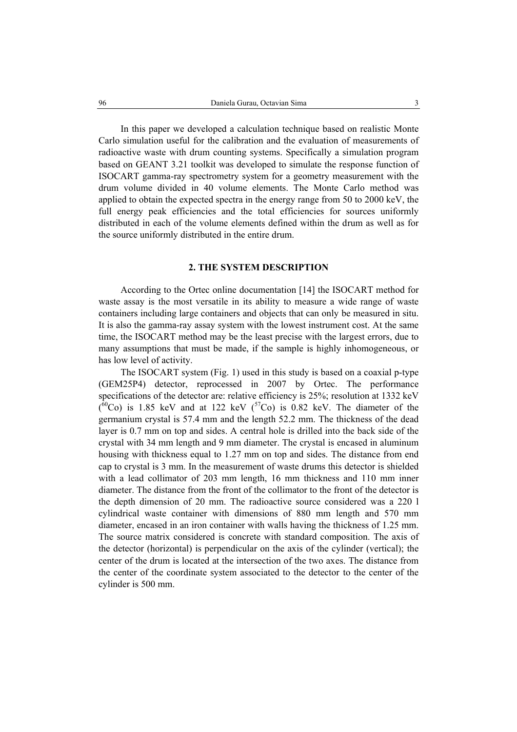In this paper we developed a calculation technique based on realistic Monte Carlo simulation useful for the calibration and the evaluation of measurements of radioactive waste with drum counting systems. Specifically a simulation program based on GEANT 3.21 toolkit was developed to simulate the response function of ISOCART gamma-ray spectrometry system for a geometry measurement with the drum volume divided in 40 volume elements. The Monte Carlo method was applied to obtain the expected spectra in the energy range from 50 to 2000 keV, the full energy peak efficiencies and the total efficiencies for sources uniformly distributed in each of the volume elements defined within the drum as well as for the source uniformly distributed in the entire drum.

## 2. THE SYSTEM DESCRIPTION

According to the Ortec online documentation [14] the ISOCART method for waste assay is the most versatile in its ability to measure a wide range of waste containers including large containers and objects that can only be measured in situ. It is also the gamma-ray assay system with the lowest instrument cost. At the same time, the ISOCART method may be the least precise with the largest errors, due to many assumptions that must be made, if the sample is highly inhomogeneous, or has low level of activity.

The ISOCART system (Fig. 1) used in this study is based on a coaxial p-type (GEM25P4) detector, reprocessed in 2007 by Ortec. The performance specifications of the detector are: relative efficiency is 25%; resolution at 1332 keV ($^{60}$Co) is 1.85 keV and at 122 keV ($^{57}$Co) is 0.82 keV. The diameter of the germanium crystal is 57.4 mm and the length 52.2 mm. The thickness of the dead layer is 0.7 mm on top and sides. A central hole is drilled into the back side of the crystal with 34 mm length and 9 mm diameter. The crystal is encased in aluminum housing with thickness equal to 1.27 mm on top and sides. The distance from end cap to crystal is 3 mm. In the measurement of waste drums this detector is shielded with a lead collimator of 203 mm length, 16 mm thickness and 110 mm inner diameter. The distance from the front of the collimator to the front of the detector is the depth dimension of 20 mm. The radioactive source considered was a 220 l cylindrical waste container with dimensions of 880 mm length and 570 mm diameter, encased in an iron container with walls having the thickness of 1.25 mm. The source matrix considered is concrete with standard composition. The axis of the detector (horizontal) is perpendicular on the axis of the cylinder (vertical); the center of the drum is located at the intersection of the two axes. The distance from the center of the coordinate system associated to the detector to the center of the cylinder is 500 mm.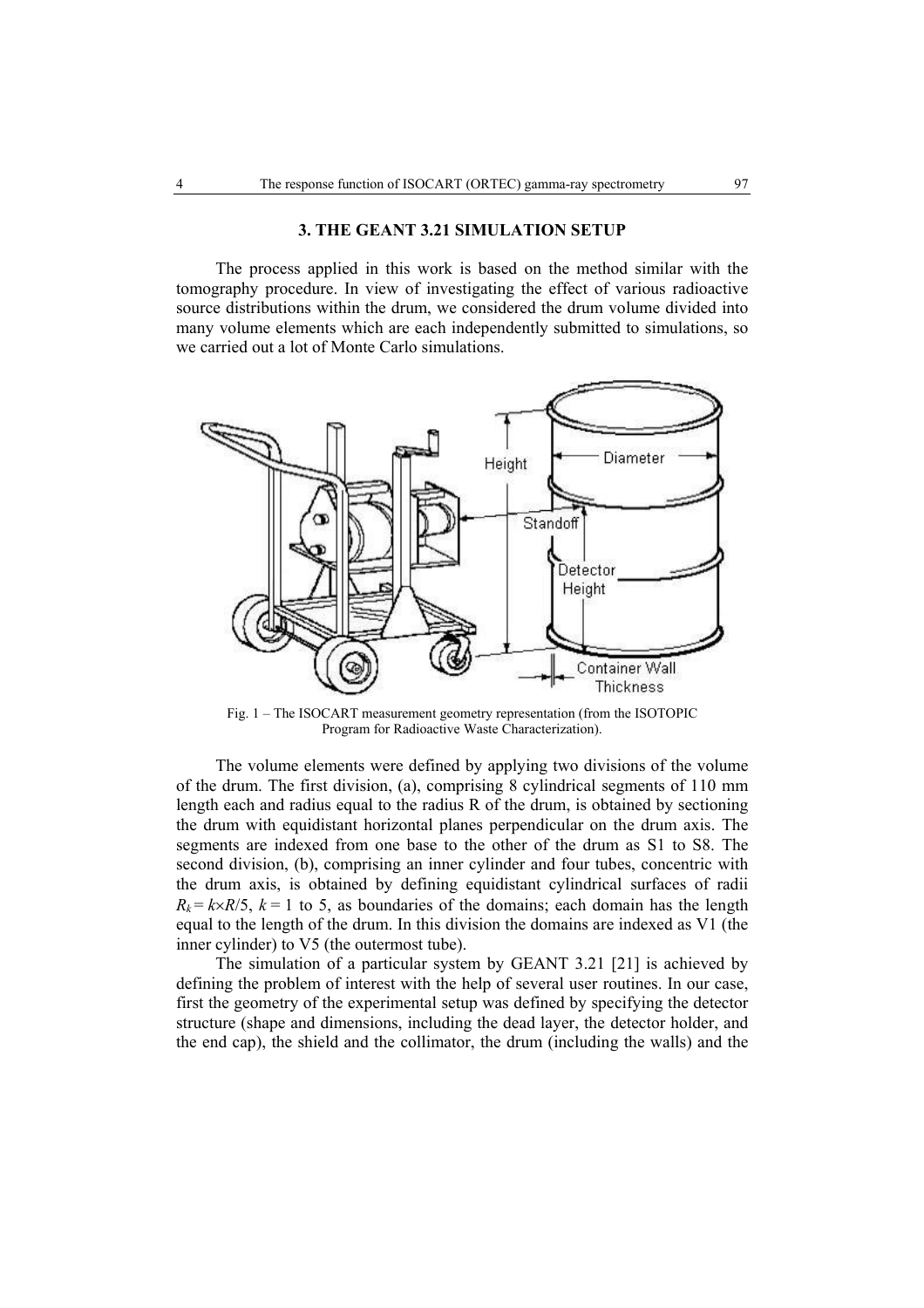### 3. THE GEANT 3.21 SIMULATION SETUP

The process applied in this work is based on the method similar with the tomography procedure. In view of investigating the effect of various radioactive source distributions within the drum, we considered the drum volume divided into many volume elements which are each independently submitted to simulations, so we carried out a lot of Monte Carlo simulations.

Fig. 1 – The ISOCART measurement geometry representation (from the ISOTOPIC Program for Radioactive Waste Characterization).

The volume elements were defined by applying two divisions of the volume of the drum. The first division, (a), comprising 8 cylindrical segments of 110 mm length each and radius equal to the radius R of the drum, is obtained by sectioning the drum with equidistant horizontal planes perpendicular on the drum axis. The segments are indexed from one base to the other of the drum as S1 to S8. The second division, (b), comprising an inner cylinder and four tubes, concentric with the drum axis, is obtained by defining equidistant cylindrical surfaces of radii $R_k = k \times R/5$, $k = 1$ to 5, as boundaries of the domains; each domain has the length equal to the length of the drum. In this division the domains are indexed as V1 (the inner cylinder) to V5 (the outermost tube).

The simulation of a particular system by GEANT 3.21 [21] is achieved by defining the problem of interest with the help of several user routines. In our case, first the geometry of the experimental setup was defined by specifying the detector structure (shape and dimensions, including the dead layer, the detector holder, and the end cap), the shield and the collimator, the drum (including the walls) and the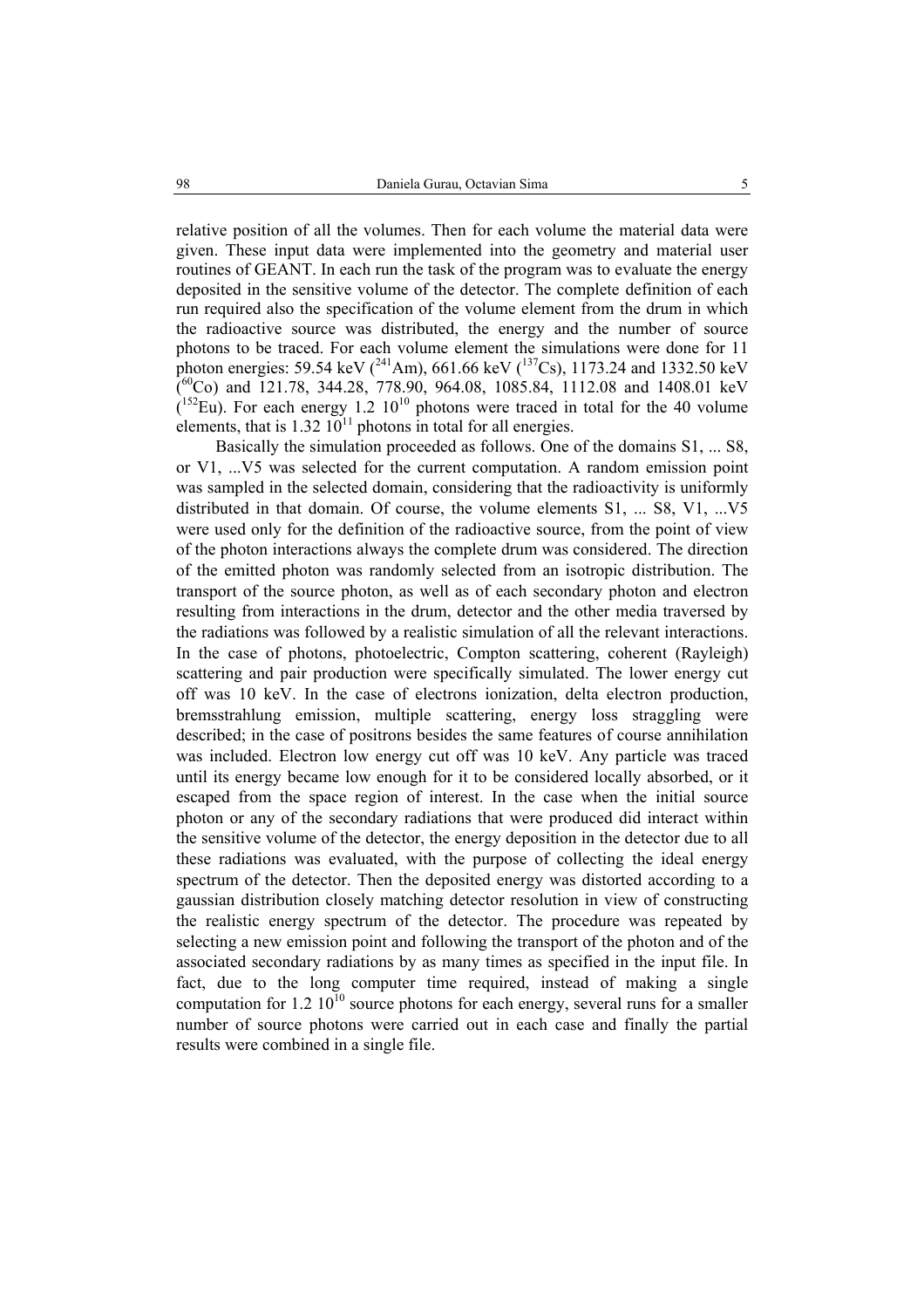relative position of all the volumes. Then for each volume the material data were given. These input data were implemented into the geometry and material user routines of GEANT. In each run the task of the program was to evaluate the energy deposited in the sensitive volume of the detector. The complete definition of each run required also the specification of the volume element from the drum in which the radioactive source was distributed, the energy and the number of source photons to be traced. For each volume element the simulations were done for 11 photon energies: 59.54 keV ($^{241}$Am), 661.66 keV ($^{137}$Cs), 1173.24 and 1332.50 keV ($^{60}$Co) and 121.78, 344.28, 778.90, 964.08, 1085.84, 1112.08 and 1408.01 keV ($^{152}$Eu). For each energy 1.2 $10^{10}$ photons were traced in total for the 40 volume elements, that is 1.32 $10^{11}$ photons in total for all energies.

Basically the simulation proceeded as follows. One of the domains S1, ... S8, or V1, ...V5 was selected for the current computation. A random emission point was sampled in the selected domain, considering that the radioactivity is uniformly distributed in that domain. Of course, the volume elements S1, ... S8, V1, ...V5 were used only for the definition of the radioactive source, from the point of view of the photon interactions always the complete drum was considered. The direction of the emitted photon was randomly selected from an isotropic distribution. The transport of the source photon, as well as of each secondary photon and electron resulting from interactions in the drum, detector and the other media traversed by the radiations was followed by a realistic simulation of all the relevant interactions. In the case of photons, photoelectric, Compton scattering, coherent (Rayleigh) scattering and pair production were specifically simulated. The lower energy cut off was 10 keV. In the case of electrons ionization, delta electron production, bremsstrahlung emission, multiple scattering, energy loss straggling were described; in the case of positrons besides the same features of course annihilation was included. Electron low energy cut off was 10 keV. Any particle was traced until its energy became low enough for it to be considered locally absorbed, or it escaped from the space region of interest. In the case when the initial source photon or any of the secondary radiations that were produced did interact within the sensitive volume of the detector, the energy deposition in the detector due to all these radiations was evaluated, with the purpose of collecting the ideal energy spectrum of the detector. Then the deposited energy was distorted according to a gaussian distribution closely matching detector resolution in view of constructing the realistic energy spectrum of the detector. The procedure was repeated by selecting a new emission point and following the transport of the photon and of the associated secondary radiations by as many times as specified in the input file. In fact, due to the long computer time required, instead of making a single computation for 1.2 $10^{10}$ source photons for each energy, several runs for a smaller number of source photons were carried out in each case and finally the partial results were combined in a single file.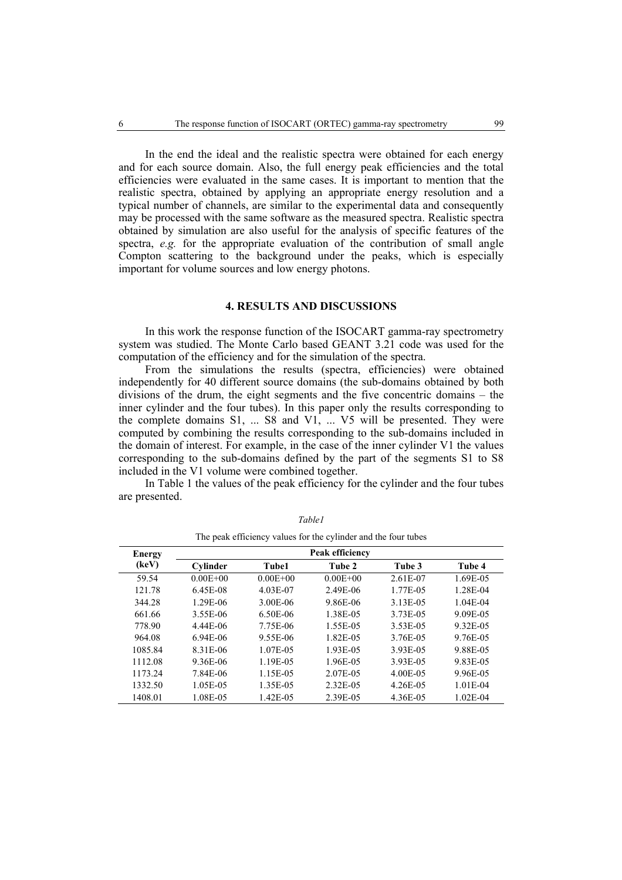In the end the ideal and the realistic spectra were obtained for each energy and for each source domain. Also, the full energy peak efficiencies and the total efficiencies were evaluated in the same cases. It is important to mention that the realistic spectra, obtained by applying an appropriate energy resolution and a typical number of channels, are similar to the experimental data and consequently may be processed with the same software as the measured spectra. Realistic spectra obtained by simulation are also useful for the analysis of specific features of the spectra, *e.g.* for the appropriate evaluation of the contribution of small angle Compton scattering to the background under the peaks, which is especially important for volume sources and low energy photons.

## 4. RESULTS AND DISCUSSIONS

In this work the response function of the ISOCART gamma-ray spectrometry system was studied. The Monte Carlo based GEANT 3.21 code was used for the computation of the efficiency and for the simulation of the spectra.

From the simulations the results (spectra, efficiencies) were obtained independently for 40 different source domains (the sub-domains obtained by both divisions of the drum, the eight segments and the five concentric domains – the inner cylinder and the four tubes). In this paper only the results corresponding to the complete domains S1, ... S8 and V1, ... V5 will be presented. They were computed by combining the results corresponding to the sub-domains included in the domain of interest. For example, in the case of the inner cylinder V1 the values corresponding to the sub-domains defined by the part of the segments S1 to S8 included in the V1 volume were combined together.

In Table 1 the values of the peak efficiency for the cylinder and the four tubes are presented.

*Table1*

The peak efficiency values for the cylinder and the four tubes

| Energy (keV) | Peak efficiency | | | | |
|---|---|---|---|---|---|
| | Cylinder | Tube1 | Tube 2 | Tube 3 | Tube 4 |
| 59.54 | 0.00E+00 | 0.00E+00 | 0.00E+00 | 2.61E-07 | 1.69E-05 |
| 121.78 | 6.45E-08 | 4.03E-07 | 2.49E-06 | 1.77E-05 | 1.28E-04 |
| 344.28 | 1.29E-06 | 3.00E-06 | 9.86E-06 | 3.13E-05 | 1.04E-04 |
| 661.66 | 3.55E-06 | 6.50E-06 | 1.38E-05 | 3.73E-05 | 9.09E-05 |
| 778.90 | 4.44E-06 | 7.75E-06 | 1.55E-05 | 3.53E-05 | 9.32E-05 |
| 964.08 | 6.94E-06 | 9.55E-06 | 1.82E-05 | 3.76E-05 | 9.76E-05 |
| 1085.84 | 8.31E-06 | 1.07E-05 | 1.93E-05 | 3.93E-05 | 9.88E-05 |
| 1112.08 | 9.36E-06 | 1.19E-05 | 1.96E-05 | 3.93E-05 | 9.83E-05 |
| 1173.24 | 7.84E-06 | 1.15E-05 | 2.07E-05 | 4.00E-05 | 9.96E-05 |
| 1332.50 | 1.05E-05 | 1.35E-05 | 2.32E-05 | 4.26E-05 | 1.01E-04 |
| 1408.01 | 1.08E-05 | 1.42E-05 | 2.39E-05 | 4.36E-05 | 1.02E-04 |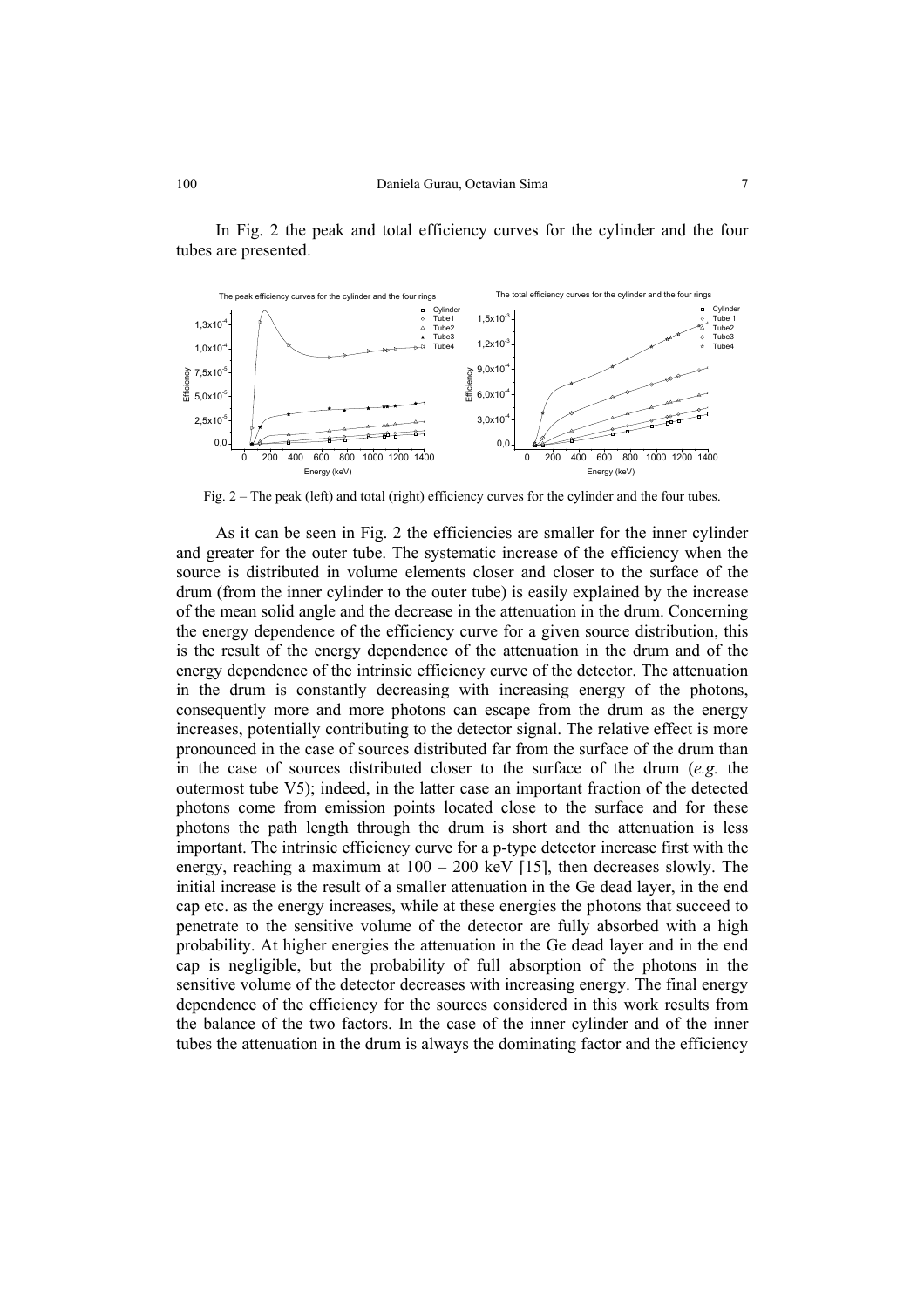In Fig. 2 the peak and total efficiency curves for the cylinder and the four tubes are presented.

Fig. 2 – The peak (left) and total (right) efficiency curves for the cylinder and the four tubes.

As it can be seen in Fig. 2 the efficiencies are smaller for the inner cylinder and greater for the outer tube. The systematic increase of the efficiency when the source is distributed in volume elements closer and closer to the surface of the drum (from the inner cylinder to the outer tube) is easily explained by the increase of the mean solid angle and the decrease in the attenuation in the drum. Concerning the energy dependence of the efficiency curve for a given source distribution, this is the result of the energy dependence of the attenuation in the drum and of the energy dependence of the intrinsic efficiency curve of the detector. The attenuation in the drum is constantly decreasing with increasing energy of the photons, consequently more and more photons can escape from the drum as the energy increases, potentially contributing to the detector signal. The relative effect is more pronounced in the case of sources distributed far from the surface of the drum than in the case of sources distributed closer to the surface of the drum (*e.g.* the outermost tube V5); indeed, in the latter case an important fraction of the detected photons come from emission points located close to the surface and for these photons the path length through the drum is short and the attenuation is less important. The intrinsic efficiency curve for a p-type detector increase first with the energy, reaching a maximum at 100 – 200 keV [15], then decreases slowly. The initial increase is the result of a smaller attenuation in the Ge dead layer, in the end cap etc. as the energy increases, while at these energies the photons that succeed to penetrate to the sensitive volume of the detector are fully absorbed with a high probability. At higher energies the attenuation in the Ge dead layer and in the end cap is negligible, but the probability of full absorption of the photons in the sensitive volume of the detector decreases with increasing energy. The final energy dependence of the efficiency for the sources considered in this work results from the balance of the two factors. In the case of the inner cylinder and of the inner tubes the attenuation in the drum is always the dominating factor and the efficiency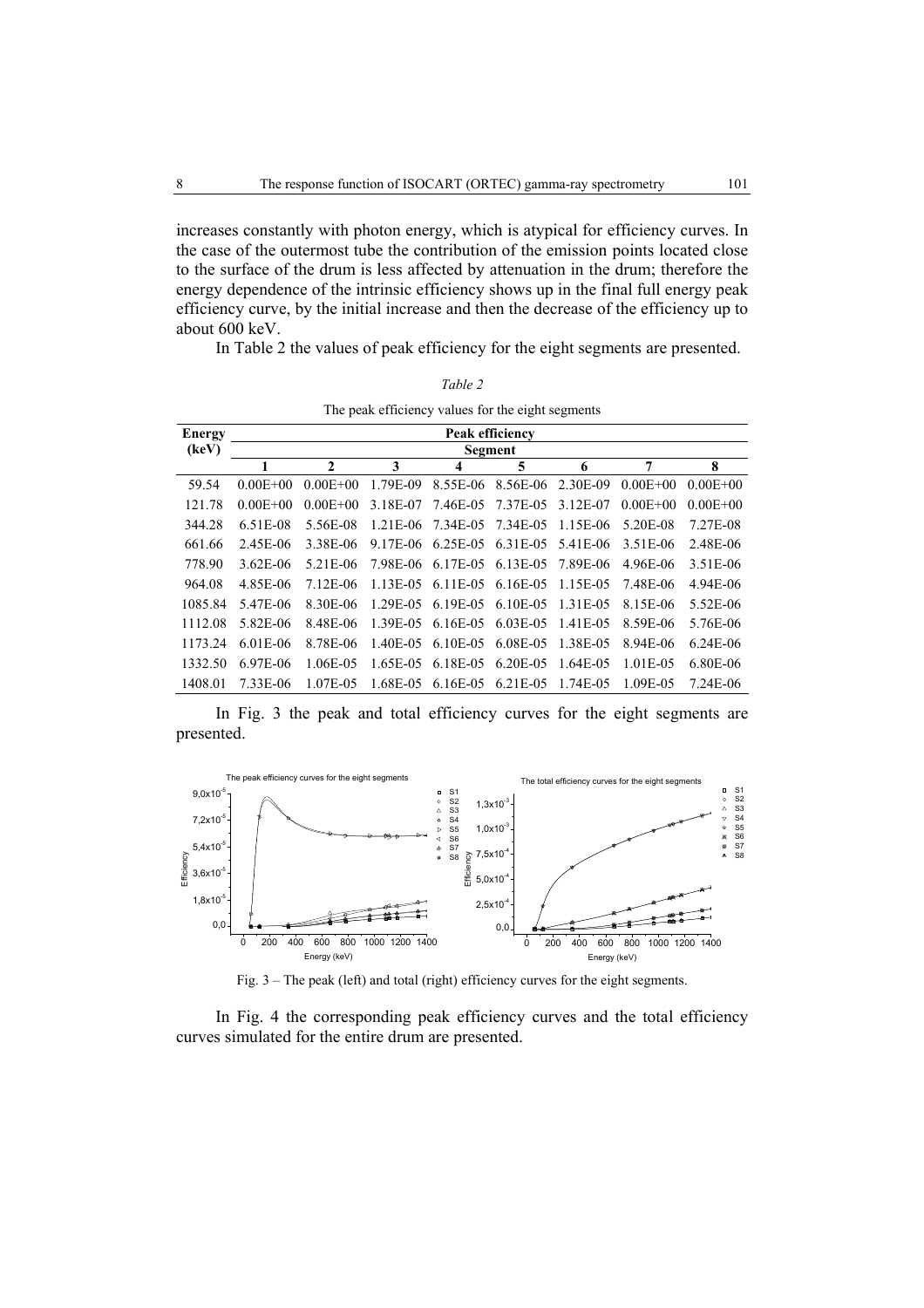increases constantly with photon energy, which is atypical for efficiency curves. In the case of the outermost tube the contribution of the emission points located close to the surface of the drum is less affected by attenuation in the drum; therefore the energy dependence of the intrinsic efficiency shows up in the final full energy peak efficiency curve, by the initial increase and then the decrease of the efficiency up to about 600 keV.

In Table 2 the values of peak efficiency for the eight segments are presented.

*Table 2*

The peak efficiency values for the eight segments

| Energy (keV) | Peak efficiency | | | | | | | |
|---|---|---|---|---|---|---|---|---|
| | Segment | | | | | | | |
| | 1 | 2 | 3 | 4 | 5 | 6 | 7 | 8 |
| 59.54 | 0.00E+00 | 0.00E+00 | 1.79E-09 | 8.55E-06 | 8.56E-06 | 2.30E-09 | 0.00E+00 | 0.00E+00 |
| 121.78 | 0.00E+00 | 0.00E+00 | 3.18E-07 | 7.46E-05 | 7.37E-05 | 3.12E-07 | 0.00E+00 | 0.00E+00 |
| 344.28 | 6.51E-08 | 5.56E-08 | 1.21E-06 | 7.34E-05 | 7.34E-05 | 1.15E-06 | 5.20E-08 | 7.27E-08 |
| 661.66 | 2.45E-06 | 3.38E-06 | 9.17E-06 | 6.25E-05 | 6.31E-05 | 5.41E-06 | 3.51E-06 | 2.48E-06 |
| 778.90 | 3.62E-06 | 5.21E-06 | 7.98E-06 | 6.17E-05 | 6.13E-05 | 7.89E-06 | 4.96E-06 | 3.51E-06 |
| 964.08 | 4.85E-06 | 7.12E-06 | 1.13E-05 | 6.11E-05 | 6.16E-05 | 1.15E-05 | 7.48E-06 | 4.94E-06 |
| 1085.84 | 5.47E-06 | 8.30E-06 | 1.29E-05 | 6.19E-05 | 6.10E-05 | 1.31E-05 | 8.15E-06 | 5.52E-06 |
| 1112.08 | 5.82E-06 | 8.48E-06 | 1.39E-05 | 6.16E-05 | 6.03E-05 | 1.41E-05 | 8.59E-06 | 5.76E-06 |
| 1173.24 | 6.01E-06 | 8.78E-06 | 1.40E-05 | 6.10E-05 | 6.08E-05 | 1.38E-05 | 8.94E-06 | 6.24E-06 |
| 1332.50 | 6.97E-06 | 1.06E-05 | 1.65E-05 | 6.18E-05 | 6.20E-05 | 1.64E-05 | 1.01E-05 | 6.80E-06 |
| 1408.01 | 7.33E-06 | 1.07E-05 | 1.68E-05 | 6.16E-05 | 6.21E-05 | 1.74E-05 | 1.09E-05 | 7.24E-06 |

In Fig. 3 the peak and total efficiency curves for the eight segments are presented.

Fig. 3 – The peak (left) and total (right) efficiency curves for the eight segments.

In Fig. 4 the corresponding peak efficiency curves and the total efficiency curves simulated for the entire drum are presented.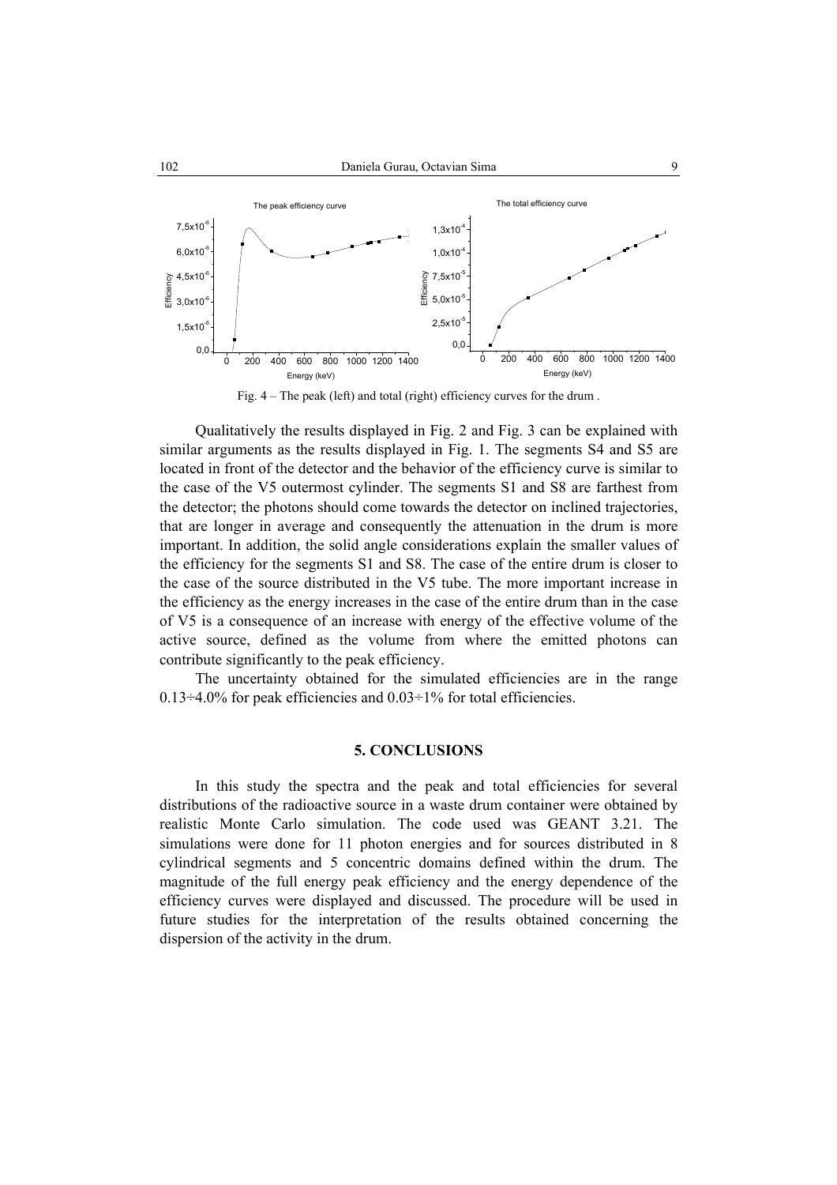Fig. 4 – The peak (left) and total (right) efficiency curves for the drum .

Qualitatively the results displayed in Fig. 2 and Fig. 3 can be explained with similar arguments as the results displayed in Fig. 1. The segments S4 and S5 are located in front of the detector and the behavior of the efficiency curve is similar to the case of the V5 outermost cylinder. The segments S1 and S8 are farthest from the detector; the photons should come towards the detector on inclined trajectories, that are longer in average and consequently the attenuation in the drum is more important. In addition, the solid angle considerations explain the smaller values of the efficiency for the segments S1 and S8. The case of the entire drum is closer to the case of the source distributed in the V5 tube. The more important increase in the efficiency as the energy increases in the case of the entire drum than in the case of V5 is a consequence of an increase with energy of the effective volume of the active source, defined as the volume from where the emitted photons can contribute significantly to the peak efficiency.

The uncertainty obtained for the simulated efficiencies are in the range 0.13÷4.0% for peak efficiencies and 0.03÷1% for total efficiencies.

## 5. CONCLUSIONS

In this study the spectra and the peak and total efficiencies for several distributions of the radioactive source in a waste drum container were obtained by realistic Monte Carlo simulation. The code used was GEANT 3.21. The simulations were done for 11 photon energies and for sources distributed in 8 cylindrical segments and 5 concentric domains defined within the drum. The magnitude of the full energy peak efficiency and the energy dependence of the efficiency curves were displayed and discussed. The procedure will be used in future studies for the interpretation of the results obtained concerning the dispersion of the activity in the drum.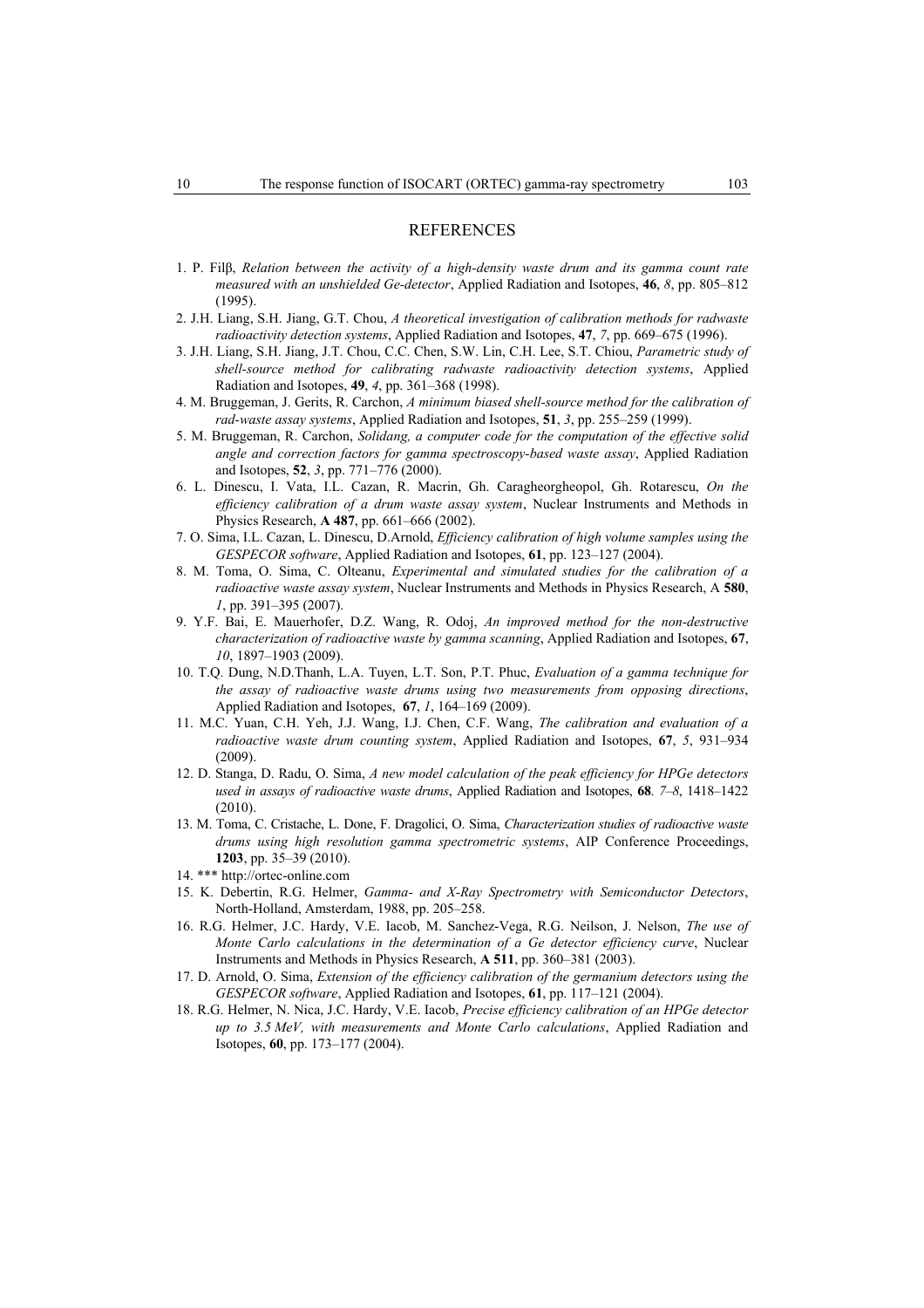## REFERENCES

1. P. Filβ, *Relation between the activity of a high-density waste drum and its gamma count rate measured with an unshielded Ge-detector*, Applied Radiation and Isotopes, **46**, *8*, pp. 805–812 (1995).
2. J.H. Liang, S.H. Jiang, G.T. Chou, *A theoretical investigation of calibration methods for radwaste radioactivity detection systems*, Applied Radiation and Isotopes, **47**, *7*, pp. 669–675 (1996).
3. J.H. Liang, S.H. Jiang, J.T. Chou, C.C. Chen, S.W. Lin, C.H. Lee, S.T. Chiou, *Parametric study of shell-source method for calibrating radwaste radioactivity detection systems*, Applied Radiation and Isotopes, **49**, *4*, pp. 361–368 (1998).
4. M. Bruggeman, J. Gerits, R. Carchon, *A minimum biased shell-source method for the calibration of rad-waste assay systems*, Applied Radiation and Isotopes, **51**, *3*, pp. 255–259 (1999).
5. M. Bruggeman, R. Carchon, *Solidang, a computer code for the computation of the effective solid angle and correction factors for gamma spectroscopy-based waste assay*, Applied Radiation and Isotopes, **52**, *3*, pp. 771–776 (2000).
6. L. Dinescu, I. Vata, I.L. Cazan, R. Macrin, Gh. Caragheorgheopol, Gh. Rotarescu, *On the efficiency calibration of a drum waste assay system*, Nuclear Instruments and Methods in Physics Research, **A 487**, pp. 661–666 (2002).
7. O. Sima, I.L. Cazan, L. Dinescu, D.Arnold, *Efficiency calibration of high volume samples using the GESPECOR software*, Applied Radiation and Isotopes, **61**, pp. 123–127 (2004).
8. M. Toma, O. Sima, C. Olteanu, *Experimental and simulated studies for the calibration of a radioactive waste assay system*, Nuclear Instruments and Methods in Physics Research, A **580**, *1*, pp. 391–395 (2007).
9. Y.F. Bai, E. Mauerhofer, D.Z. Wang, R. Odoj, *An improved method for the non-destructive characterization of radioactive waste by gamma scanning*, Applied Radiation and Isotopes, **67**, *10*, 1897–1903 (2009).
10. T.Q. Dung, N.D.Thanh, L.A. Tuyen, L.T. Son, P.T. Phuc, *Evaluation of a gamma technique for the assay of radioactive waste drums using two measurements from opposing directions*, Applied Radiation and Isotopes, **67**, *1*, 164–169 (2009).
11. M.C. Yuan, C.H. Yeh, J.J. Wang, I.J. Chen, C.F. Wang, *The calibration and evaluation of a radioactive waste drum counting system*, Applied Radiation and Isotopes, **67**, *5*, 931–934 (2009).
12. D. Stanga, D. Radu, O. Sima, *A new model calculation of the peak efficiency for HPGe detectors used in assays of radioactive waste drums*, Applied Radiation and Isotopes, **68**. *7–8*, 1418–1422 (2010).
13. M. Toma, C. Cristache, L. Done, F. Dragolici, O. Sima, *Characterization studies of radioactive waste drums using high resolution gamma spectrometric systems*, AIP Conference Proceedings, **1203**, pp. 35–39 (2010).
14. *** http://ortec-online.com
15. K. Debertin, R.G. Helmer, *Gamma- and X-Ray Spectrometry with Semiconductor Detectors*, North-Holland, Amsterdam, 1988, pp. 205–258.
16. R.G. Helmer, J.C. Hardy, V.E. Iacob, M. Sanchez-Vega, R.G. Neilson, J. Nelson, *The use of Monte Carlo calculations in the determination of a Ge detector efficiency curve*, Nuclear Instruments and Methods in Physics Research, **A 511**, pp. 360–381 (2003).
17. D. Arnold, O. Sima, *Extension of the efficiency calibration of the germanium detectors using the GESPECOR software*, Applied Radiation and Isotopes, **61**, pp. 117–121 (2004).
18. R.G. Helmer, N. Nica, J.C. Hardy, V.E. Iacob, *Precise efficiency calibration of an HPGe detector up to 3.5 MeV, with measurements and Monte Carlo calculations*, Applied Radiation and Isotopes, **60**, pp. 173–177 (2004).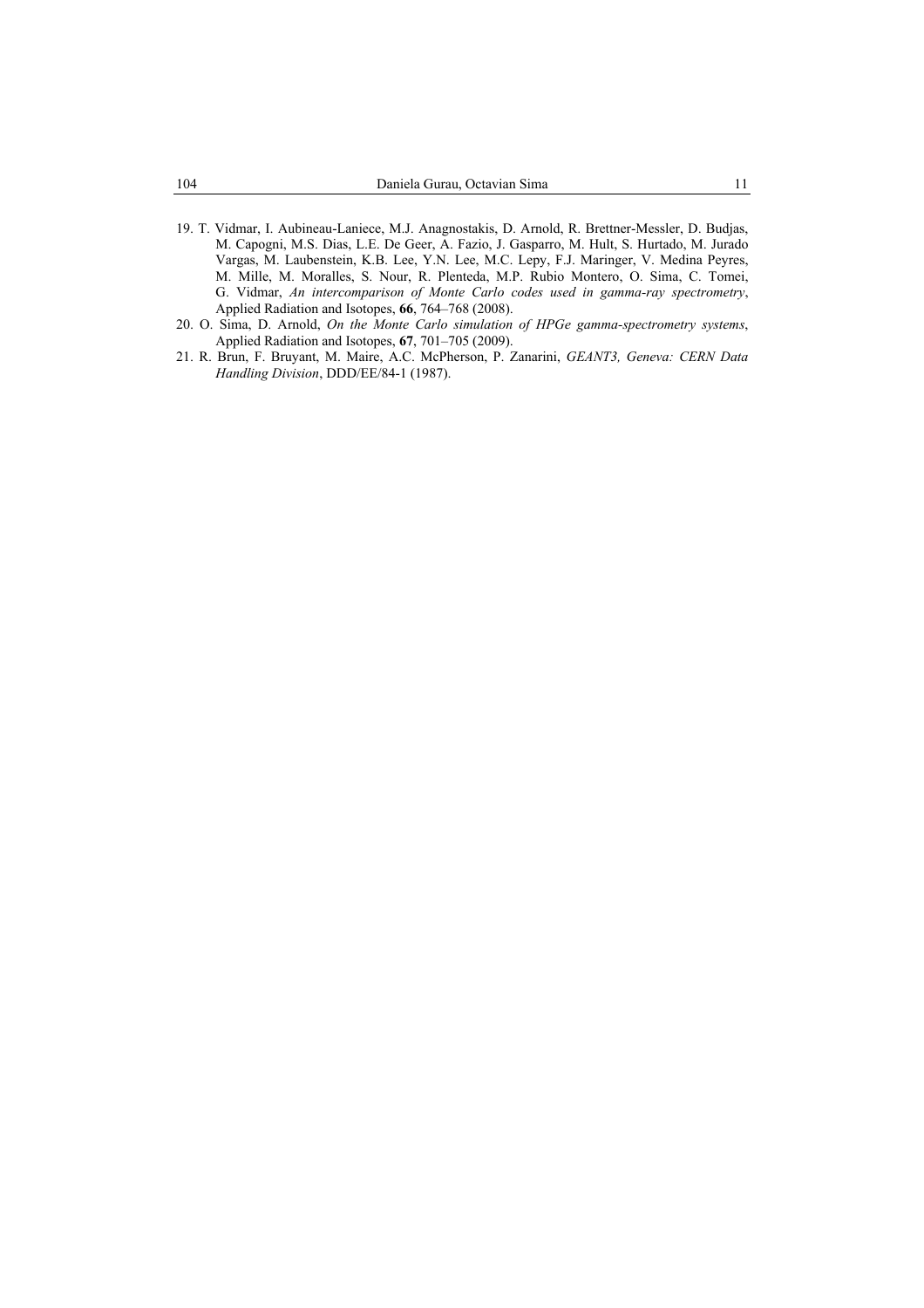19. T. Vidmar, I. Aubineau-Laniece, M.J. Anagnostakis, D. Arnold, R. Brettner-Messler, D. Budjas, M. Capogni, M.S. Dias, L.E. De Geer, A. Fazio, J. Gasparro, M. Hult, S. Hurtado, M. Jurado Vargas, M. Laubenstein, K.B. Lee, Y.N. Lee, M.C. Lepy, F.J. Maringer, V. Medina Peyres, M. Mille, M. Moralles, S. Nour, R. Plenteda, M.P. Rubio Montero, O. Sima, C. Tomei, G. Vidmar, *An intercomparison of Monte Carlo codes used in gamma-ray spectrometry*, Applied Radiation and Isotopes, **66**, 764–768 (2008).
20. O. Sima, D. Arnold, *On the Monte Carlo simulation of HPGe gamma-spectrometry systems*, Applied Radiation and Isotopes, **67**, 701–705 (2009).
21. R. Brun, F. Bruyant, M. Maire, A.C. McPherson, P. Zanarini, *GEANT3, Geneva: CERN Data Handling Division*, DDD/EE/84-1 (1987).